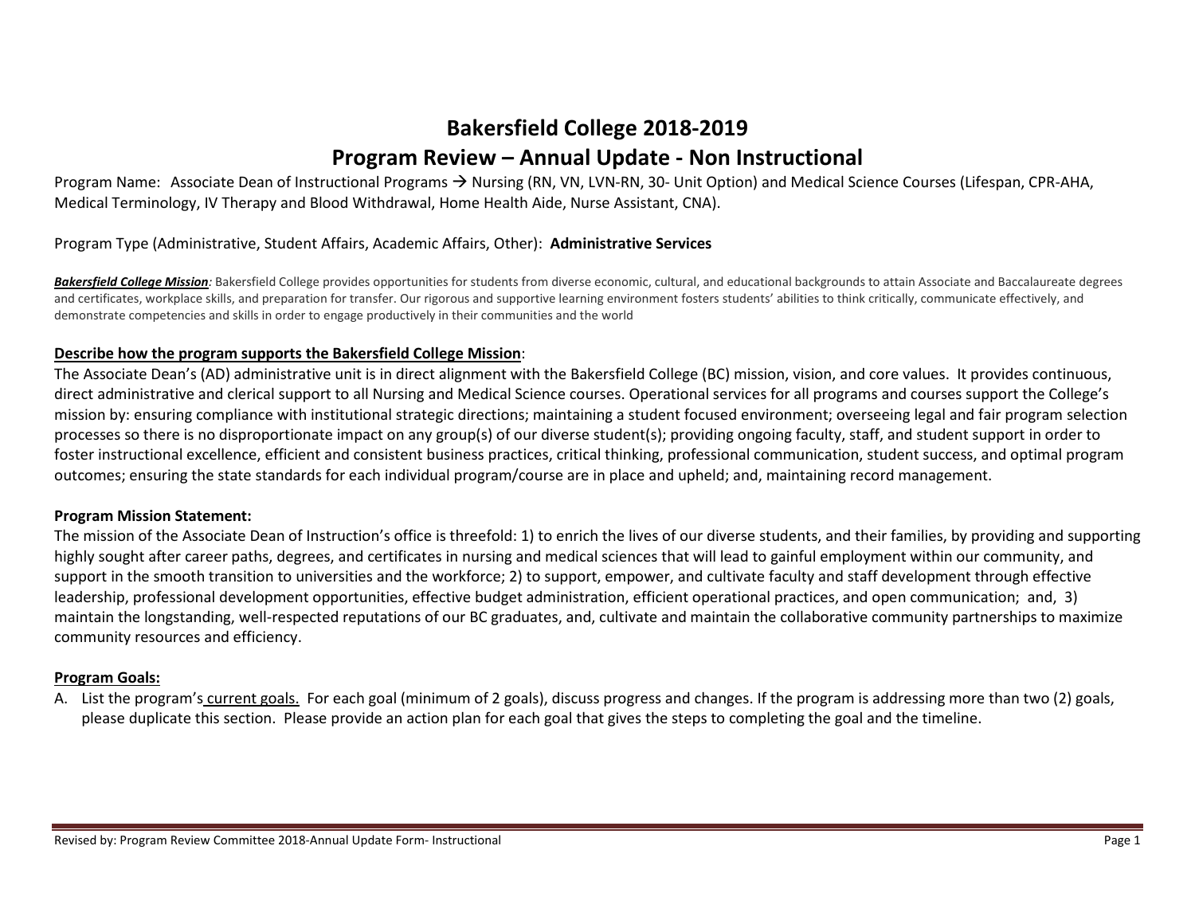# Bakersfield College 2018-2019

## Program Review – Annual Update - Non Instructional

Program Name: Associate Dean of Instructional Programs → Nursing (RN, VN, LVN-RN, 30- Unit Option) and Medical Science Courses (Lifespan, CPR-AHA, Medical Terminology, IV Therapy and Blood Withdrawal, Home Health Aide, Nurse Assistant, CNA).

Program Type (Administrative, Student Affairs, Academic Affairs, Other): **Administrative Services**

***Bakersfield College Mission**:* Bakersfield College provides opportunities for students from diverse economic, cultural, and educational backgrounds to attain Associate and Baccalaureate degrees and certificates, workplace skills, and preparation for transfer. Our rigorous and supportive learning environment fosters students' abilities to think critically, communicate effectively, and demonstrate competencies and skills in order to engage productively in their communities and the world

**Describe how the program supports the Bakersfield College Mission**:

The Associate Dean's (AD) administrative unit is in direct alignment with the Bakersfield College (BC) mission, vision, and core values. It provides continuous, direct administrative and clerical support to all Nursing and Medical Science courses. Operational services for all programs and courses support the College's mission by: ensuring compliance with institutional strategic directions; maintaining a student focused environment; overseeing legal and fair program selection processes so there is no disproportionate impact on any group(s) of our diverse student(s); providing ongoing faculty, staff, and student support in order to foster instructional excellence, efficient and consistent business practices, critical thinking, professional communication, student success, and optimal program outcomes; ensuring the state standards for each individual program/course are in place and upheld; and, maintaining record management.

**Program Mission Statement:**

The mission of the Associate Dean of Instruction's office is threefold: 1) to enrich the lives of our diverse students, and their families, by providing and supporting highly sought after career paths, degrees, and certificates in nursing and medical sciences that will lead to gainful employment within our community, and support in the smooth transition to universities and the workforce; 2) to support, empower, and cultivate faculty and staff development through effective leadership, professional development opportunities, effective budget administration, efficient operational practices, and open communication; and, 3) maintain the longstanding, well-respected reputations of our BC graduates, and, cultivate and maintain the collaborative community partnerships to maximize community resources and efficiency.

**Program Goals:**

A. List the program's current goals. For each goal (minimum of 2 goals), discuss progress and changes. If the program is addressing more than two (2) goals, please duplicate this section. Please provide an action plan for each goal that gives the steps to completing the goal and the timeline.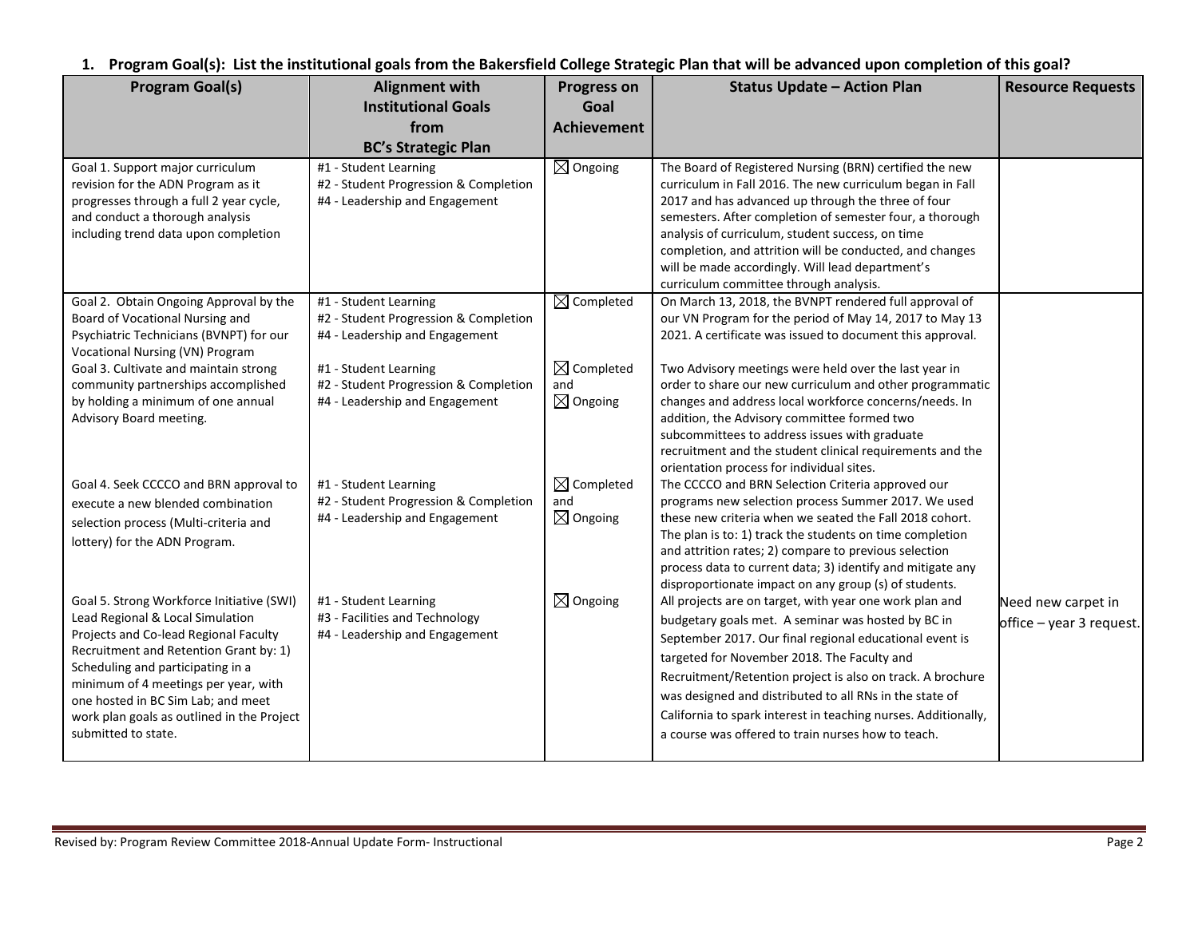**1. Program Goal(s): List the institutional goals from the Bakersfield College Strategic Plan that will be advanced upon completion of this goal?**

| Program Goal(s) | Alignment with Institutional Goals from BC's Strategic Plan | Progress on Goal Achievement | Status Update – Action Plan | Resource Requests |
|---|---|---|---|---|
| Goal 1. Support major curriculum revision for the ADN Program as it progresses through a full 2 year cycle, and conduct a thorough analysis including trend data upon completion | #1 - Student Learning<br>#2 - Student Progression & Completion<br>#4 - Leadership and Engagement | ☒ Ongoing | The Board of Registered Nursing (BRN) certified the new curriculum in Fall 2016. The new curriculum began in Fall 2017 and has advanced up through the three of four semesters. After completion of semester four, a thorough analysis of curriculum, student success, on time completion, and attrition will be conducted, and changes will be made accordingly. Will lead department's curriculum committee through analysis. | |
| Goal 2. Obtain Ongoing Approval by the Board of Vocational Nursing and Psychiatric Technicians (BVNPT) for our Vocational Nursing (VN) Program | #1 - Student Learning<br>#2 - Student Progression & Completion<br>#4 - Leadership and Engagement | ☒ Completed | On March 13, 2018, the BVNPT rendered full approval of our VN Program for the period of May 14, 2017 to May 13 2021. A certificate was issued to document this approval. | |
| Goal 3. Cultivate and maintain strong community partnerships accomplished by holding a minimum of one annual Advisory Board meeting. | #1 - Student Learning<br>#2 - Student Progression & Completion<br>#4 - Leadership and Engagement | ☒ Completed and ☒ Ongoing | Two Advisory meetings were held over the last year in order to share our new curriculum and other programmatic changes and address local workforce concerns/needs. In addition, the Advisory committee formed two subcommittees to address issues with graduate recruitment and the student clinical requirements and the orientation process for individual sites. | |
| Goal 4. Seek CCCCO and BRN approval to execute a new blended combination selection process (Multi-criteria and lottery) for the ADN Program. | #1 - Student Learning<br>#2 - Student Progression & Completion<br>#4 - Leadership and Engagement | ☒ Completed and ☒ Ongoing | The CCCCO and BRN Selection Criteria approved our programs new selection process Summer 2017. We used these new criteria when we seated the Fall 2018 cohort. The plan is to: 1) track the students on time completion and attrition rates; 2) compare to previous selection process data to current data; 3) identify and mitigate any disproportionate impact on any group (s) of students. | |
| Goal 5. Strong Workforce Initiative (SWI) Lead Regional & Local Simulation Projects and Co-lead Regional Faculty Recruitment and Retention Grant by: 1) Scheduling and participating in a minimum of 4 meetings per year, with one hosted in BC Sim Lab; and meet work plan goals as outlined in the Project submitted to state. | #1 - Student Learning<br>#3 - Facilities and Technology<br>#4 - Leadership and Engagement | ☒ Ongoing | All projects are on target, with year one work plan and budgetary goals met. A seminar was hosted by BC in September 2017. Our final regional educational event is targeted for November 2018. The Faculty and Recruitment/Retention project is also on track. A brochure was designed and distributed to all RNs in the state of California to spark interest in teaching nurses. Additionally, a course was offered to train nurses how to teach. | Need new carpet in office – year 3 request. |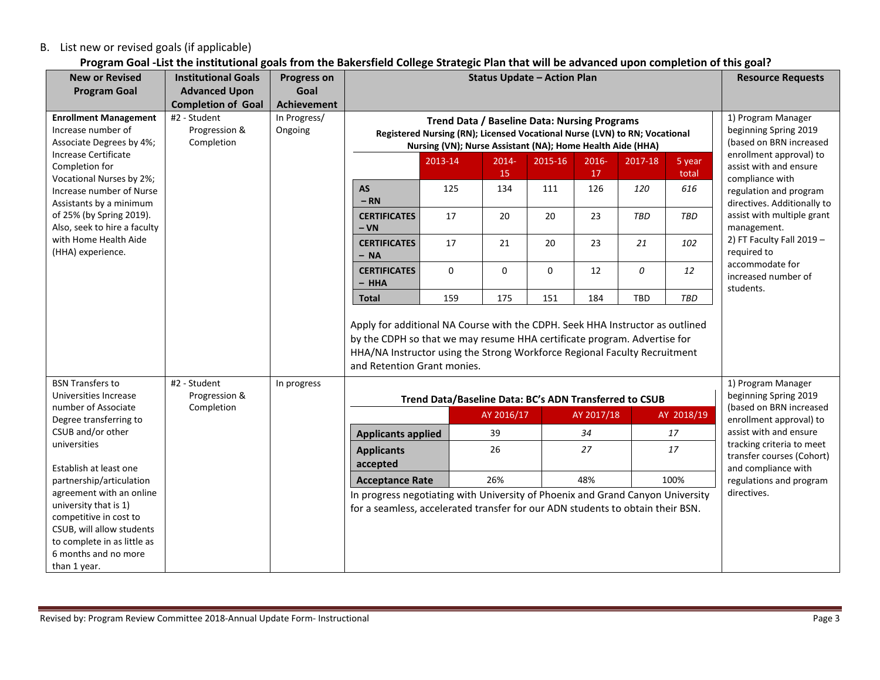B. List new or revised goals (if applicable)

**Program Goal -List the institutional goals from the Bakersfield College Strategic Plan that will be advanced upon completion of this goal?**

| New or Revised Program Goal | Institutional Goals Advanced Upon Completion of Goal | Progress on Goal Achievement | Status Update – Action Plan | Resource Requests |
|---|---|---|---|---|
| **Enrollment Management** Increase number of Associate Degrees by 4%; Increase Certificate Completion for Vocational Nurses by 2%; Increase number of Nurse Assistants by a minimum of 25% (by Spring 2019). Also, seek to hire a faculty with Home Health Aide (HHA) experience. | #2 - Student Progression & Completion | In Progress/ Ongoing | See Trend Data / Baseline Data: Nursing Programs table below. Apply for additional NA Course with the CDPH. Seek HHA Instructor as outlined by the CDPH so that we may resume HHA certificate program. Advertise for HHA/NA Instructor using the Strong Workforce Regional Faculty Recruitment and Retention Grant monies. | 1) Program Manager beginning Spring 2019 (based on BRN increased enrollment approval) to assist with and ensure compliance with regulation and program directives. Additionally to assist with multiple grant management. 2) FT Faculty Fall 2019 – required to accommodate for increased number of students. |
| BSN Transfers to Universities Increase number of Associate Degree transferring to CSUB and/or other universities<br><br>Establish at least one partnership/articulation agreement with an online university that is 1) competitive in cost to CSUB, will allow students to complete in as little as 6 months and no more than 1 year. | #2 - Student Progression & Completion | In progress | See Trend Data/Baseline Data: BC's ADN Transferred to CSUB table below. In progress negotiating with University of Phoenix and Grand Canyon University for a seamless, accelerated transfer for our ADN students to obtain their BSN. | 1) Program Manager beginning Spring 2019 (based on BRN increased enrollment approval) to assist with and ensure tracking criteria to meet transfer courses (Cohort) and compliance with regulations and program directives. |

**Trend Data / Baseline Data: Nursing Programs**
**Registered Nursing (RN); Licensed Vocational Nurse (LVN) to RN; Vocational Nursing (VN); Nurse Assistant (NA); Home Health Aide (HHA)**

| | 2013-14 | 2014-15 | 2015-16 | 2016-17 | 2017-18 | 5 year total |
|---|---|---|---|---|---|---|
| **AS – RN** | 125 | 134 | 111 | 126 | *120* | *616* |
| **CERTIFICATES – VN** | 17 | 20 | 20 | 23 | *TBD* | *TBD* |
| **CERTIFICATES – NA** | 17 | 21 | 20 | 23 | *21* | *102* |
| **CERTIFICATES – HHA** | 0 | 0 | 0 | 12 | *0* | *12* |
| **Total** | 159 | 175 | 151 | 184 | TBD | *TBD* |

**Trend Data/Baseline Data: BC's ADN Transferred to CSUB**

| | AY 2016/17 | AY 2017/18 | AY 2018/19 |
|---|---|---|---|
| **Applicants applied** | 39 | *34* | *17* |
| **Applicants accepted** | 26 | *27* | *17* |
| **Acceptance Rate** | 26% | 48% | 100% |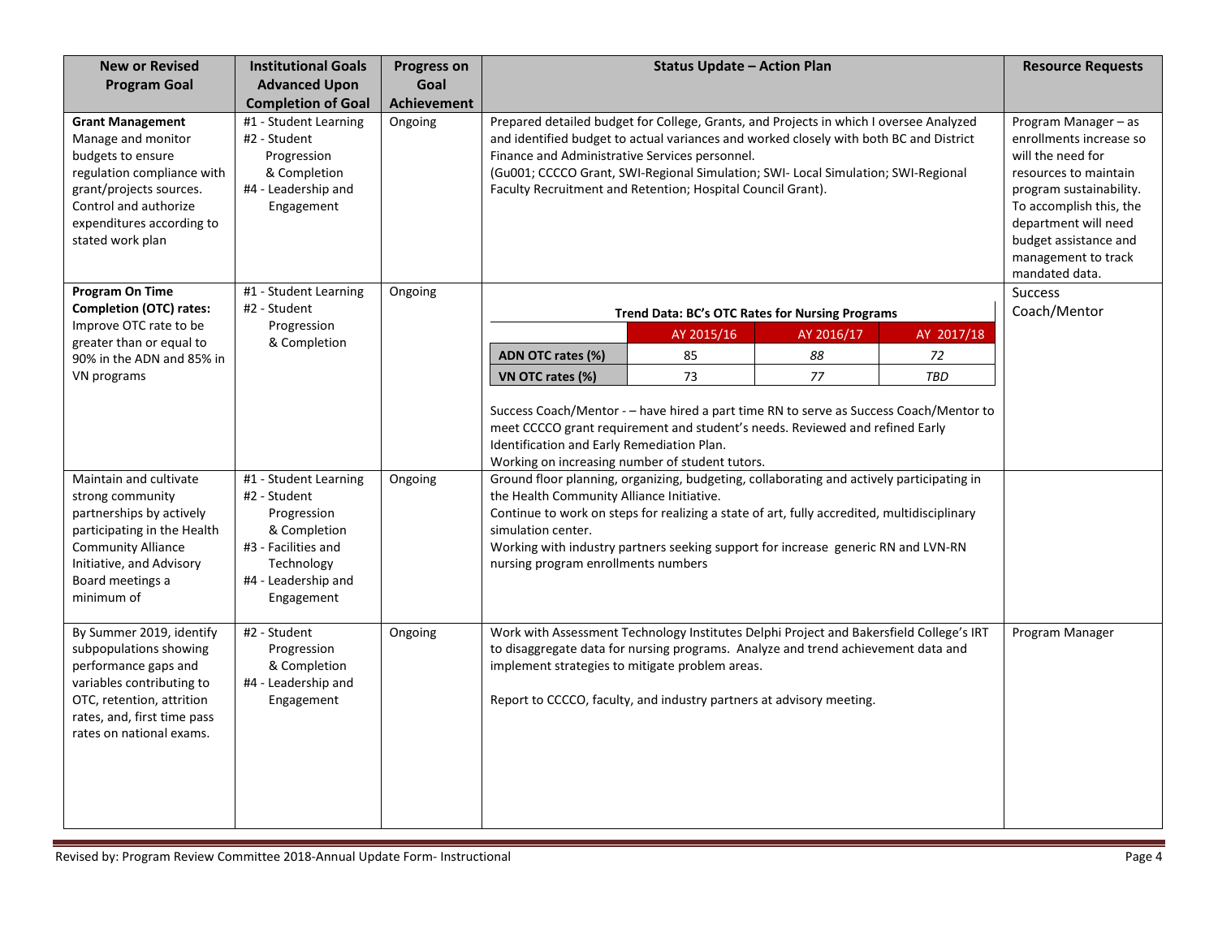| New or Revised Program Goal | Institutional Goals Advanced Upon Completion of Goal | Progress on Goal Achievement | Status Update – Action Plan | Resource Requests |
|---|---|---|---|---|
| **Grant Management** Manage and monitor budgets to ensure regulation compliance with grant/projects sources. Control and authorize expenditures according to stated work plan | #1 - Student Learning<br>#2 - Student Progression & Completion<br>#4 - Leadership and Engagement | Ongoing | Prepared detailed budget for College, Grants, and Projects in which I oversee Analyzed and identified budget to actual variances and worked closely with both BC and District Finance and Administrative Services personnel.<br>(Gu001; CCCCO Grant, SWI-Regional Simulation; SWI- Local Simulation; SWI-Regional Faculty Recruitment and Retention; Hospital Council Grant). | Program Manager – as enrollments increase so will the need for resources to maintain program sustainability. To accomplish this, the department will need budget assistance and management to track mandated data. |
| **Program On Time Completion (OTC) rates:** Improve OTC rate to be greater than or equal to 90% in the ADN and 85% in VN programs | #1 - Student Learning<br>#2 - Student Progression & Completion | Ongoing | **Trend Data: BC's OTC Rates for Nursing Programs**<br>AY 2015/16 / AY 2016/17 / AY 2017/18<br>**ADN OTC rates (%)**: 85 / *88* / *72*<br>**VN OTC rates (%)**: 73 / *77* / *TBD*<br><br>Success Coach/Mentor - – have hired a part time RN to serve as Success Coach/Mentor to meet CCCCO grant requirement and student's needs. Reviewed and refined Early Identification and Early Remediation Plan.<br>Working on increasing number of student tutors. | Success Coach/Mentor |
| Maintain and cultivate strong community partnerships by actively participating in the Health Community Alliance Initiative, and Advisory Board meetings a minimum of | #1 - Student Learning<br>#2 - Student Progression & Completion<br>#3 - Facilities and Technology<br>#4 - Leadership and Engagement | Ongoing | Ground floor planning, organizing, budgeting, collaborating and actively participating in the Health Community Alliance Initiative.<br>Continue to work on steps for realizing a state of art, fully accredited, multidisciplinary simulation center.<br>Working with industry partners seeking support for increase generic RN and LVN-RN nursing program enrollments numbers | |
| By Summer 2019, identify subpopulations showing performance gaps and variables contributing to OTC, retention, attrition rates, and, first time pass rates on national exams. | #2 - Student Progression & Completion<br>#4 - Leadership and Engagement | Ongoing | Work with Assessment Technology Institutes Delphi Project and Bakersfield College's IRT to disaggregate data for nursing programs. Analyze and trend achievement data and implement strategies to mitigate problem areas.<br><br>Report to CCCCO, faculty, and industry partners at advisory meeting. | Program Manager |

**Trend Data: BC's OTC Rates for Nursing Programs**

| | AY 2015/16 | AY 2016/17 | AY 2017/18 |
|---|---|---|---|
| **ADN OTC rates (%)** | 85 | *88* | *72* |
| **VN OTC rates (%)** | 73 | *77* | *TBD* |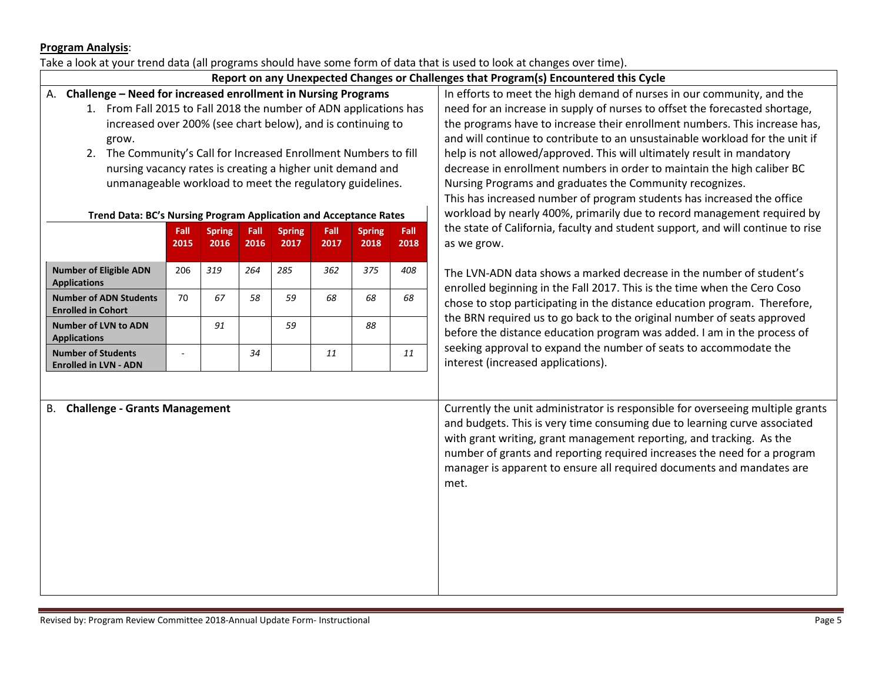**Program Analysis**:

Take a look at your trend data (all programs should have some form of data that is used to look at changes over time).

**Report on any Unexpected Changes or Challenges that Program(s) Encountered this Cycle**

A. **Challenge – Need for increased enrollment in Nursing Programs**

1. From Fall 2015 to Fall 2018 the number of ADN applications has increased over 200% (see chart below), and is continuing to grow.
2. The Community's Call for Increased Enrollment Numbers to fill nursing vacancy rates is creating a higher unit demand and unmanageable workload to meet the regulatory guidelines.

**Trend Data: BC's Nursing Program Application and Acceptance Rates**

| | Fall 2015 | Spring 2016 | Fall 2016 | Spring 2017 | Fall 2017 | Spring 2018 | Fall 2018 |
|---|---|---|---|---|---|---|---|
| **Number of Eligible ADN Applications** | 206 | 319 | 264 | 285 | 362 | 375 | 408 |
| **Number of ADN Students Enrolled in Cohort** | 70 | 67 | 58 | 59 | 68 | 68 | 68 |
| **Number of LVN to ADN Applications** | | 91 | | 59 | | 88 | |
| **Number of Students Enrolled in LVN - ADN** | - | | 34 | | 11 | | 11 |

In efforts to meet the high demand of nurses in our community, and the need for an increase in supply of nurses to offset the forecasted shortage, the programs have to increase their enrollment numbers. This increase has, and will continue to contribute to an unsustainable workload for the unit if help is not allowed/approved. This will ultimately result in mandatory decrease in enrollment numbers in order to maintain the high caliber BC Nursing Programs and graduates the Community recognizes.
This has increased number of program students has increased the office workload by nearly 400%, primarily due to record management required by the state of California, faculty and student support, and will continue to rise as we grow.

The LVN-ADN data shows a marked decrease in the number of student's enrolled beginning in the Fall 2017. This is the time when the Cero Coso chose to stop participating in the distance education program. Therefore, the BRN required us to go back to the original number of seats approved before the distance education program was added. I am in the process of seeking approval to expand the number of seats to accommodate the interest (increased applications).

B. **Challenge - Grants Management**

Currently the unit administrator is responsible for overseeing multiple grants and budgets. This is very time consuming due to learning curve associated with grant writing, grant management reporting, and tracking. As the number of grants and reporting required increases the need for a program manager is apparent to ensure all required documents and mandates are met.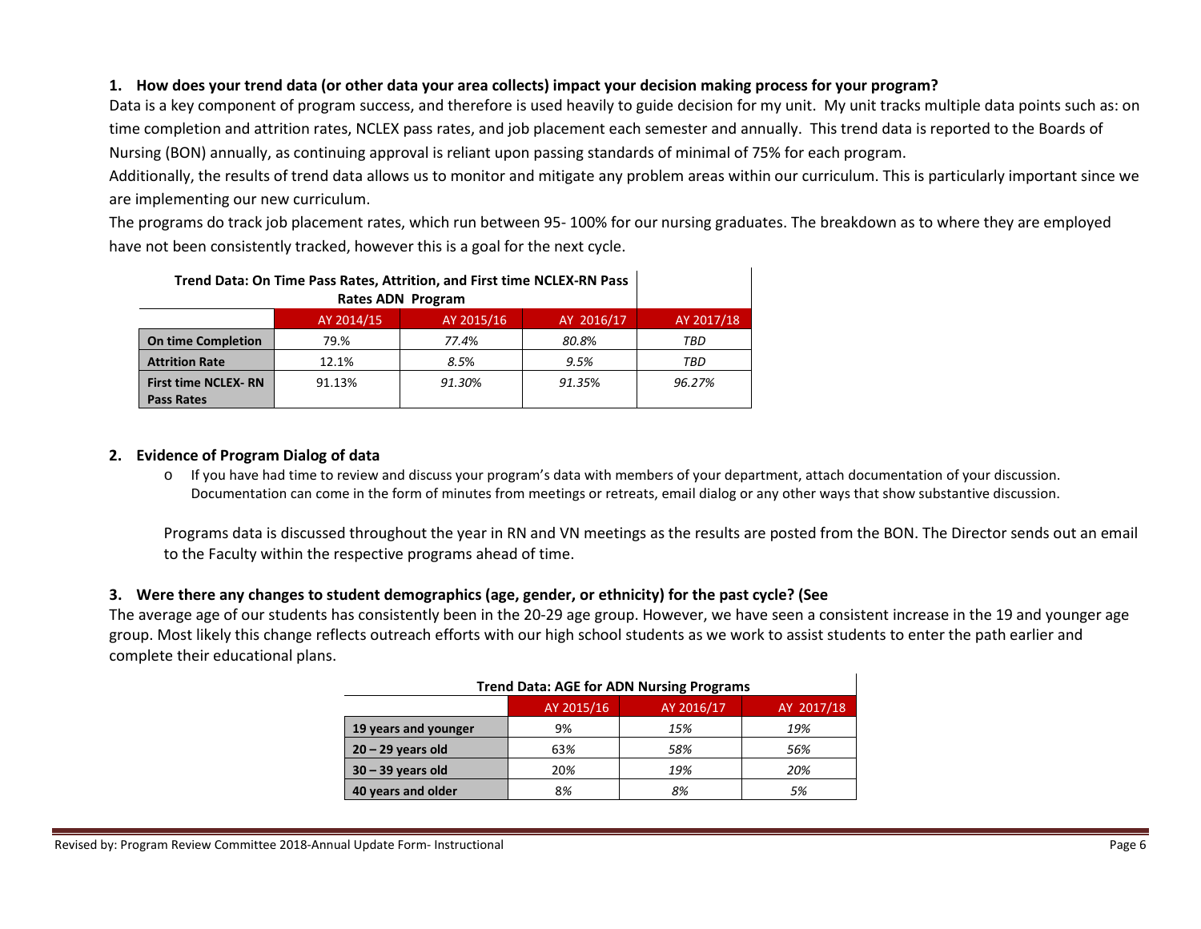**1. How does your trend data (or other data your area collects) impact your decision making process for your program?**

Data is a key component of program success, and therefore is used heavily to guide decision for my unit. My unit tracks multiple data points such as: on time completion and attrition rates, NCLEX pass rates, and job placement each semester and annually. This trend data is reported to the Boards of Nursing (BON) annually, as continuing approval is reliant upon passing standards of minimal of 75% for each program.

Additionally, the results of trend data allows us to monitor and mitigate any problem areas within our curriculum. This is particularly important since we are implementing our new curriculum.

The programs do track job placement rates, which run between 95- 100% for our nursing graduates. The breakdown as to where they are employed have not been consistently tracked, however this is a goal for the next cycle.

| Trend Data: On Time Pass Rates, Attrition, and First time NCLEX-RN Pass Rates ADN Program | | | | |
|---|---|---|---|---|
| | AY 2014/15 | AY 2015/16 | AY 2016/17 | AY 2017/18 |
| **On time Completion** | 79.% | *77.4%* | *80.8%* | *TBD* |
| **Attrition Rate** | 12.1% | *8.5%* | *9.5%* | *TBD* |
| **First time NCLEX- RN Pass Rates** | 91.13% | *91.30%* | *91.35%* | *96.27%* |

**2. Evidence of Program Dialog of data**

- If you have had time to review and discuss your program's data with members of your department, attach documentation of your discussion. Documentation can come in the form of minutes from meetings or retreats, email dialog or any other ways that show substantive discussion.

Programs data is discussed throughout the year in RN and VN meetings as the results are posted from the BON. The Director sends out an email to the Faculty within the respective programs ahead of time.

**3. Were there any changes to student demographics (age, gender, or ethnicity) for the past cycle? (See**

The average age of our students has consistently been in the 20-29 age group. However, we have seen a consistent increase in the 19 and younger age group. Most likely this change reflects outreach efforts with our high school students as we work to assist students to enter the path earlier and complete their educational plans.

| Trend Data: AGE for ADN Nursing Programs | | | |
|---|---|---|---|
| | AY 2015/16 | AY 2016/17 | AY 2017/18 |
| **19 years and younger** | 9% | *15%* | *19%* |
| **20 – 29 years old** | 63*%* | *58%* | *56%* |
| **30 – 39 years old** | *20%* | *19%* | *20%* |
| **40 years and older** | *8%* | *8%* | *5%* |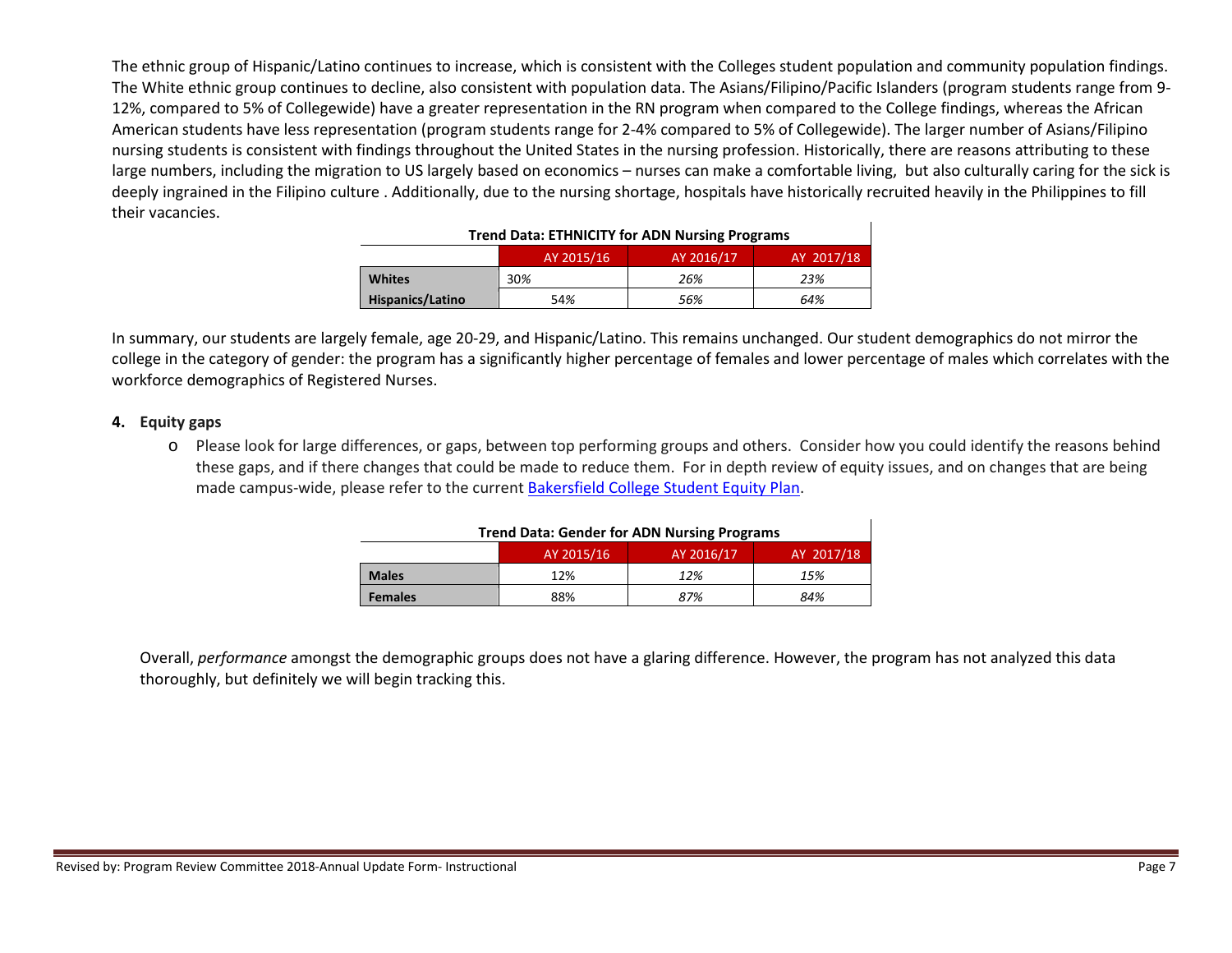The ethnic group of Hispanic/Latino continues to increase, which is consistent with the Colleges student population and community population findings. The White ethnic group continues to decline, also consistent with population data. The Asians/Filipino/Pacific Islanders (program students range from 9-12%, compared to 5% of Collegewide) have a greater representation in the RN program when compared to the College findings, whereas the African American students have less representation (program students range for 2-4% compared to 5% of Collegewide). The larger number of Asians/Filipino nursing students is consistent with findings throughout the United States in the nursing profession. Historically, there are reasons attributing to these large numbers, including the migration to US largely based on economics – nurses can make a comfortable living, but also culturally caring for the sick is deeply ingrained in the Filipino culture . Additionally, due to the nursing shortage, hospitals have historically recruited heavily in the Philippines to fill their vacancies.

**Trend Data: ETHNICITY for ADN Nursing Programs**

| | AY 2015/16 | AY 2016/17 | AY 2017/18 |
|---|---|---|---|
| **Whites** | *30%* | *26%* | *23%* |
| **Hispanics/Latino** | 54% | *56%* | *64%* |

In summary, our students are largely female, age 20-29, and Hispanic/Latino. This remains unchanged. Our student demographics do not mirror the college in the category of gender: the program has a significantly higher percentage of females and lower percentage of males which correlates with the workforce demographics of Registered Nurses.

**4. Equity gaps**

- Please look for large differences, or gaps, between top performing groups and others. Consider how you could identify the reasons behind these gaps, and if there changes that could be made to reduce them. For in depth review of equity issues, and on changes that are being made campus-wide, please refer to the current [Bakersfield College Student Equity Plan](Bakersfield College Student Equity Plan).

**Trend Data: Gender for ADN Nursing Programs**

| | AY 2015/16 | AY 2016/17 | AY 2017/18 |
|---|---|---|---|
| **Males** | 12% | *12%* | *15%* |
| **Females** | 88% | *87%* | *84%* |

Overall, *performance* amongst the demographic groups does not have a glaring difference. However, the program has not analyzed this data thoroughly, but definitely we will begin tracking this.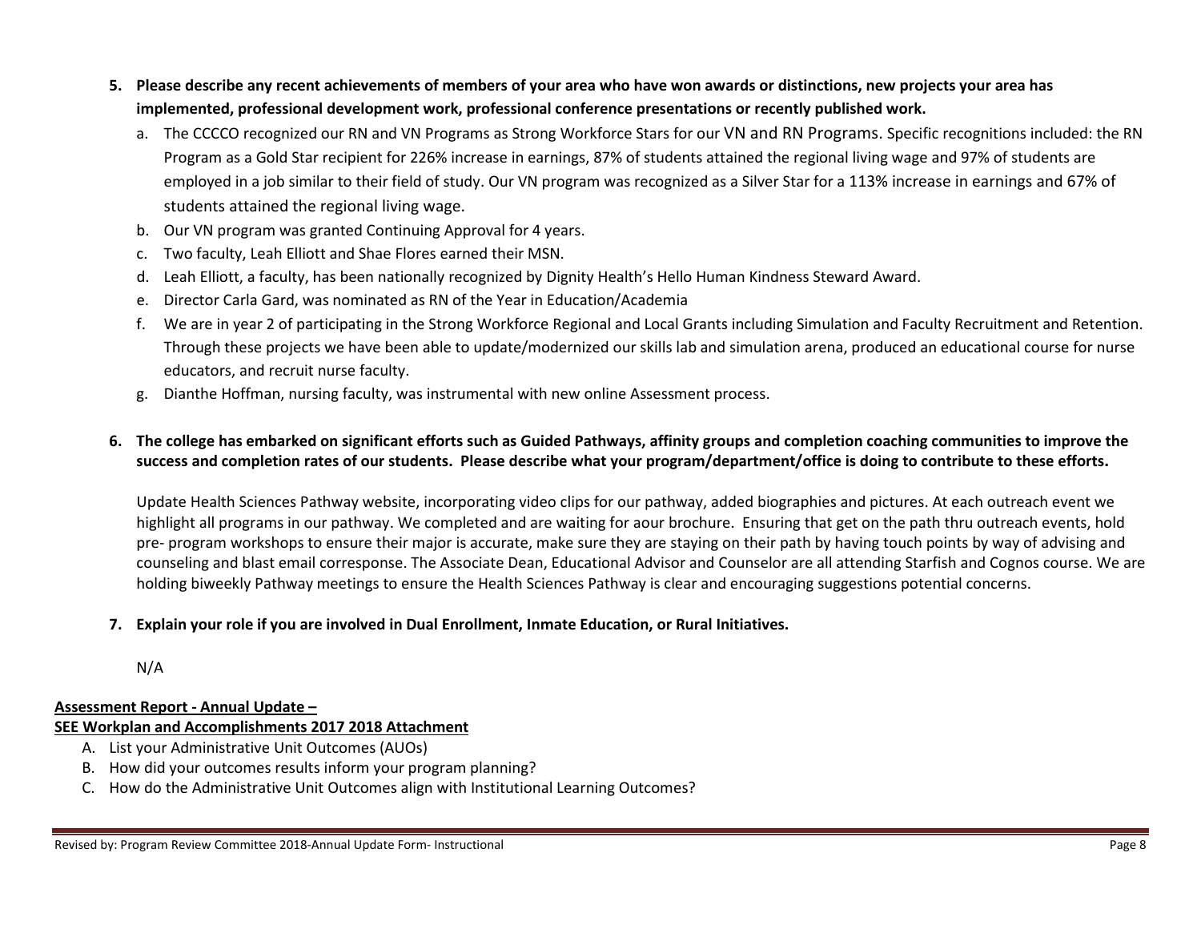5. **Please describe any recent achievements of members of your area who have won awards or distinctions, new projects your area has implemented, professional development work, professional conference presentations or recently published work.**
   a. The CCCCO recognized our RN and VN Programs as Strong Workforce Stars for our VN and RN Programs. Specific recognitions included: the RN Program as a Gold Star recipient for 226% increase in earnings, 87% of students attained the regional living wage and 97% of students are employed in a job similar to their field of study. Our VN program was recognized as a Silver Star for a 113% increase in earnings and 67% of students attained the regional living wage.
   b. Our VN program was granted Continuing Approval for 4 years.
   c. Two faculty, Leah Elliott and Shae Flores earned their MSN.
   d. Leah Elliott, a faculty, has been nationally recognized by Dignity Health's Hello Human Kindness Steward Award.
   e. Director Carla Gard, was nominated as RN of the Year in Education/Academia
   f. We are in year 2 of participating in the Strong Workforce Regional and Local Grants including Simulation and Faculty Recruitment and Retention. Through these projects we have been able to update/modernized our skills lab and simulation arena, produced an educational course for nurse educators, and recruit nurse faculty.
   g. Dianthe Hoffman, nursing faculty, was instrumental with new online Assessment process.

6. **The college has embarked on significant efforts such as Guided Pathways, affinity groups and completion coaching communities to improve the success and completion rates of our students. Please describe what your program/department/office is doing to contribute to these efforts.**

   Update Health Sciences Pathway website, incorporating video clips for our pathway, added biographies and pictures. At each outreach event we highlight all programs in our pathway. We completed and are waiting for aour brochure. Ensuring that get on the path thru outreach events, hold pre- program workshops to ensure their major is accurate, make sure they are staying on their path by having touch points by way of advising and counseling and blast email corresponse. The Associate Dean, Educational Advisor and Counselor are all attending Starfish and Cognos course. We are holding biweekly Pathway meetings to ensure the Health Sciences Pathway is clear and encouraging suggestions potential concerns.

7. **Explain your role if you are involved in Dual Enrollment, Inmate Education, or Rural Initiatives.**

   N/A

**Assessment Report - Annual Update –**
**SEE Workplan and Accomplishments 2017 2018 Attachment**

A. List your Administrative Unit Outcomes (AUOs)
B. How did your outcomes results inform your program planning?
C. How do the Administrative Unit Outcomes align with Institutional Learning Outcomes?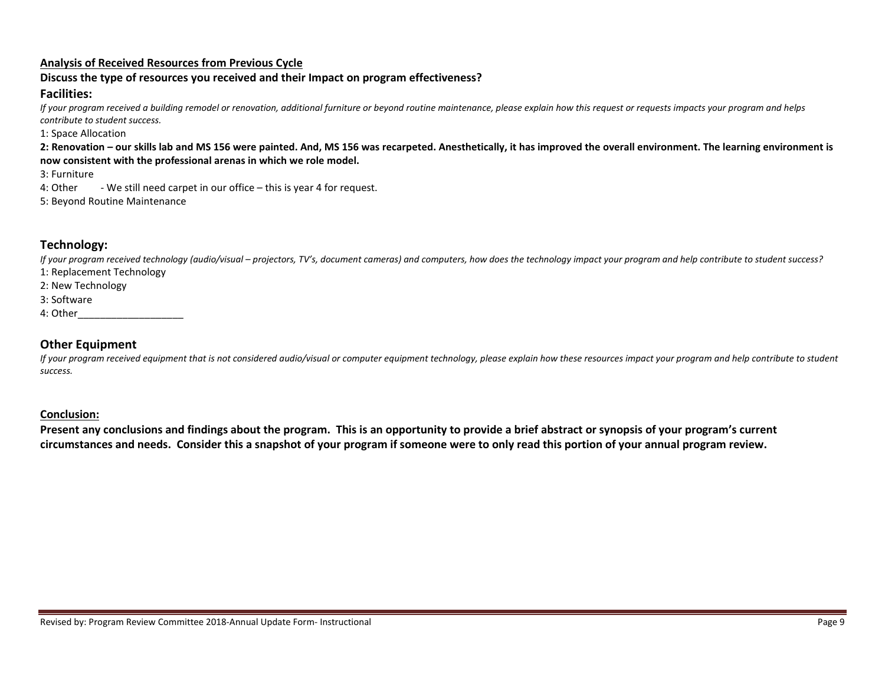**Analysis of Received Resources from Previous Cycle**

**Discuss the type of resources you received and their Impact on program effectiveness?**

## Facilities:

*If your program received a building remodel or renovation, additional furniture or beyond routine maintenance, please explain how this request or requests impacts your program and helps contribute to student success.*

1: Space Allocation

**2: Renovation – our skills lab and MS 156 were painted. And, MS 156 was recarpeted. Anesthetically, it has improved the overall environment. The learning environment is now consistent with the professional arenas in which we role model.**

3: Furniture

4: Other - We still need carpet in our office – this is year 4 for request.

5: Beyond Routine Maintenance

## Technology:

*If your program received technology (audio/visual – projectors, TV's, document cameras) and computers, how does the technology impact your program and help contribute to student success?*

1: Replacement Technology

2: New Technology

3: Software

4: Other___________________

## Other Equipment

*If your program received equipment that is not considered audio/visual or computer equipment technology, please explain how these resources impact your program and help contribute to student success.*

**Conclusion:**

**Present any conclusions and findings about the program. This is an opportunity to provide a brief abstract or synopsis of your program's current circumstances and needs. Consider this a snapshot of your program if someone were to only read this portion of your annual program review.**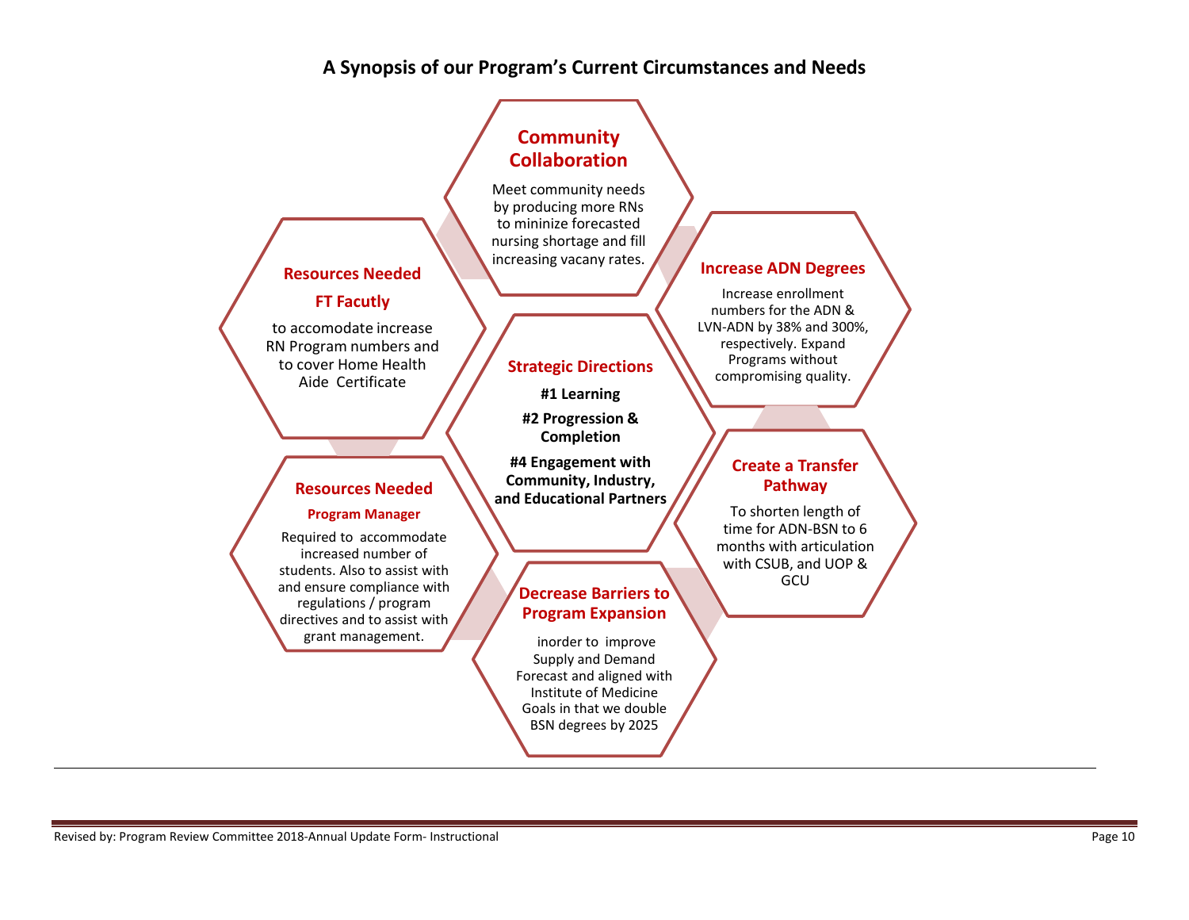## A Synopsis of our Program's Current Circumstances and Needs

**Community Collaboration**

Meet community needs by producing more RNs to mininize forecasted nursing shortage and fill increasing vacany rates.

**Resources Needed**

**FT Facutly**

to accomodate increase RN Program numbers and to cover Home Health Aide Certificate

**Increase ADN Degrees**

Increase enrollment numbers for the ADN & LVN-ADN by 38% and 300%, respectively. Expand Programs without compromising quality.

**Strategic Directions**

**#1 Learning**

**#2 Progression & Completion**

**#4 Engagement with Community, Industry, and Educational Partners**

**Resources Needed**

**Program Manager**

Required to accommodate increased number of students. Also to assist with and ensure compliance with regulations / program directives and to assist with grant management.

**Create a Transfer Pathway**

To shorten length of time for ADN-BSN to 6 months with articulation with CSUB, and UOP & GCU

**Decrease Barriers to Program Expansion**

inorder to improve Supply and Demand Forecast and aligned with Institute of Medicine Goals in that we double BSN degrees by 2025